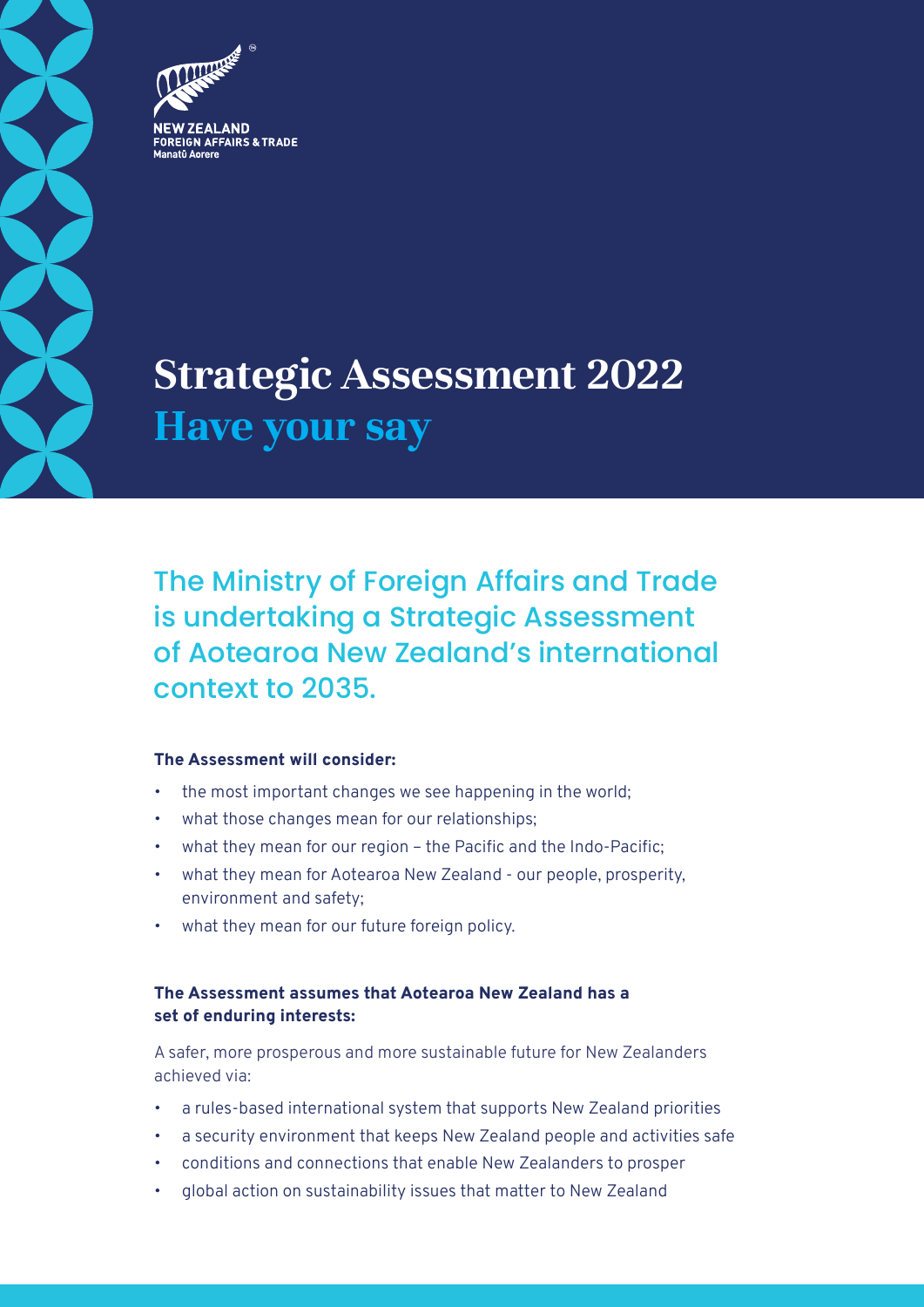NEW ZEALAND
FOREIGN AFFAIRS & TRADE
Manatū Aorere

# Strategic Assessment 2022
# Have your say

## The Ministry of Foreign Affairs and Trade is undertaking a Strategic Assessment of Aotearoa New Zealand's international context to 2035.

**The Assessment will consider:**

- the most important changes we see happening in the world;
- what those changes mean for our relationships;
- what they mean for our region – the Pacific and the Indo-Pacific;
- what they mean for Aotearoa New Zealand - our people, prosperity, environment and safety;
- what they mean for our future foreign policy.

**The Assessment assumes that Aotearoa New Zealand has a set of enduring interests:**

A safer, more prosperous and more sustainable future for New Zealanders achieved via:

- a rules-based international system that supports New Zealand priorities
- a security environment that keeps New Zealand people and activities safe
- conditions and connections that enable New Zealanders to prosper
- global action on sustainability issues that matter to New Zealand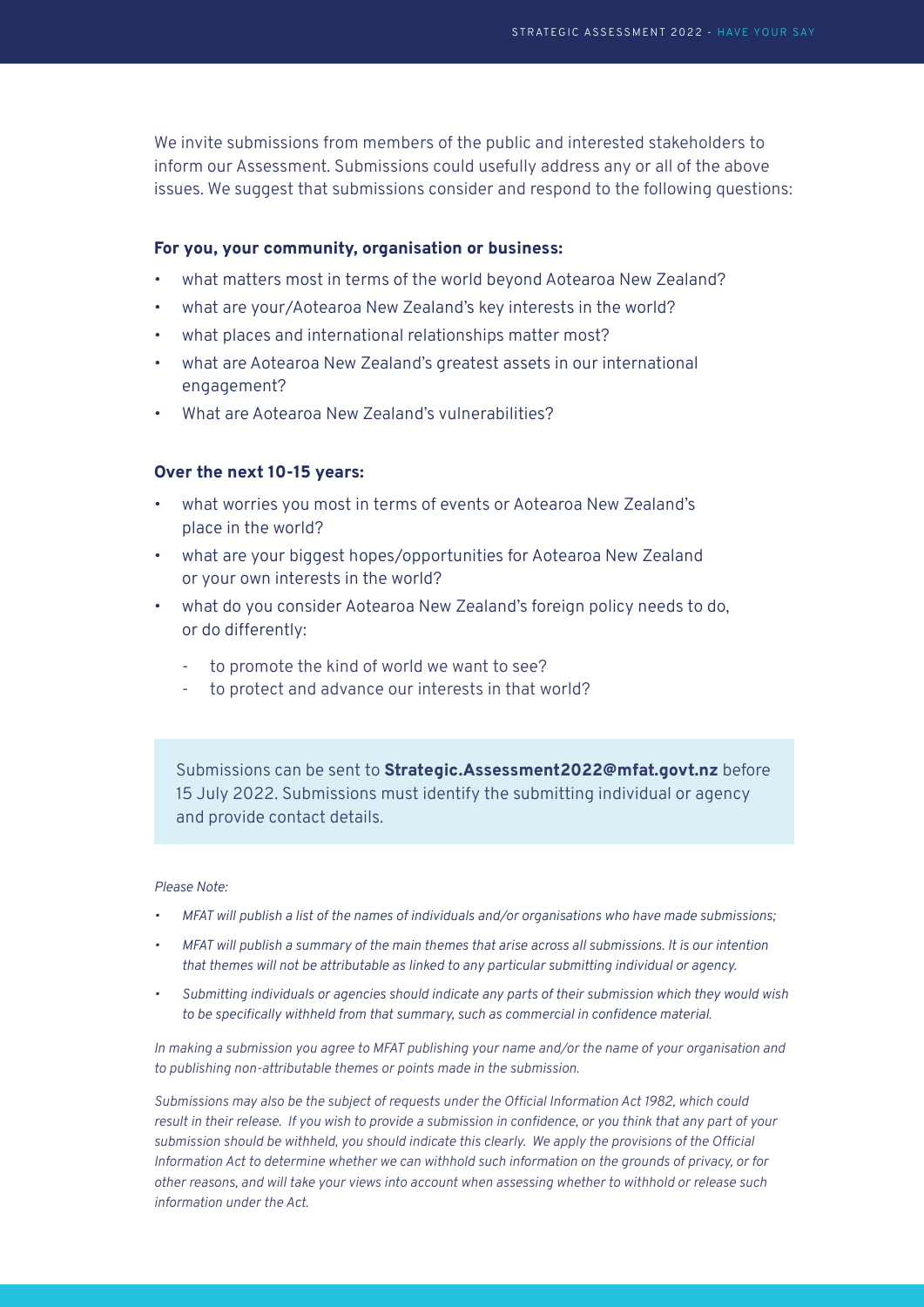We invite submissions from members of the public and interested stakeholders to inform our Assessment. Submissions could usefully address any or all of the above issues. We suggest that submissions consider and respond to the following questions:

**For you, your community, organisation or business:**

- what matters most in terms of the world beyond Aotearoa New Zealand?
- what are your/Aotearoa New Zealand's key interests in the world?
- what places and international relationships matter most?
- what are Aotearoa New Zealand's greatest assets in our international engagement?
- What are Aotearoa New Zealand's vulnerabilities?

**Over the next 10-15 years:**

- what worries you most in terms of events or Aotearoa New Zealand's place in the world?
- what are your biggest hopes/opportunities for Aotearoa New Zealand or your own interests in the world?
- what do you consider Aotearoa New Zealand's foreign policy needs to do, or do differently:
  - to promote the kind of world we want to see?
  - to protect and advance our interests in that world?

Submissions can be sent to **Strategic.Assessment2022@mfat.govt.nz** before 15 July 2022. Submissions must identify the submitting individual or agency and provide contact details.

*Please Note:*

- *MFAT will publish a list of the names of individuals and/or organisations who have made submissions;*
- *MFAT will publish a summary of the main themes that arise across all submissions. It is our intention that themes will not be attributable as linked to any particular submitting individual or agency.*
- *Submitting individuals or agencies should indicate any parts of their submission which they would wish to be specifically withheld from that summary, such as commercial in confidence material.*

*In making a submission you agree to MFAT publishing your name and/or the name of your organisation and to publishing non-attributable themes or points made in the submission.*

*Submissions may also be the subject of requests under the Official Information Act 1982, which could result in their release. If you wish to provide a submission in confidence, or you think that any part of your submission should be withheld, you should indicate this clearly. We apply the provisions of the Official Information Act to determine whether we can withhold such information on the grounds of privacy, or for other reasons, and will take your views into account when assessing whether to withhold or release such information under the Act.*